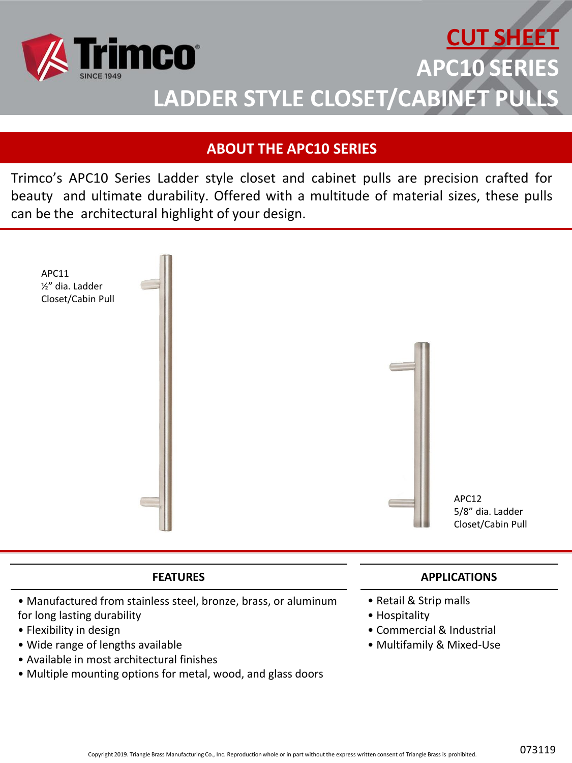Trimco
SINCE 1949

# CUT SHEET

# APC10 SERIES

# LADDER STYLE CLOSET/CABINET PULLS

## ABOUT THE APC10 SERIES

Trimco's APC10 Series Ladder style closet and cabinet pulls are precision crafted for beauty and ultimate durability. Offered with a multitude of material sizes, these pulls can be the architectural highlight of your design.

APC11
½" dia. Ladder
Closet/Cabin Pull

APC12
5/8" dia. Ladder
Closet/Cabin Pull

## FEATURES

- Manufactured from stainless steel, bronze, brass, or aluminum for long lasting durability
- Flexibility in design
- Wide range of lengths available
- Available in most architectural finishes
- Multiple mounting options for metal, wood, and glass doors

## APPLICATIONS

- Retail & Strip malls
- Hospitality
- Commercial & Industrial
- Multifamily & Mixed-Use

Copyright 2019. Triangle Brass Manufacturing Co., Inc. Reproduction whole or in part without the express written consent of Triangle Brass is prohibited.

073119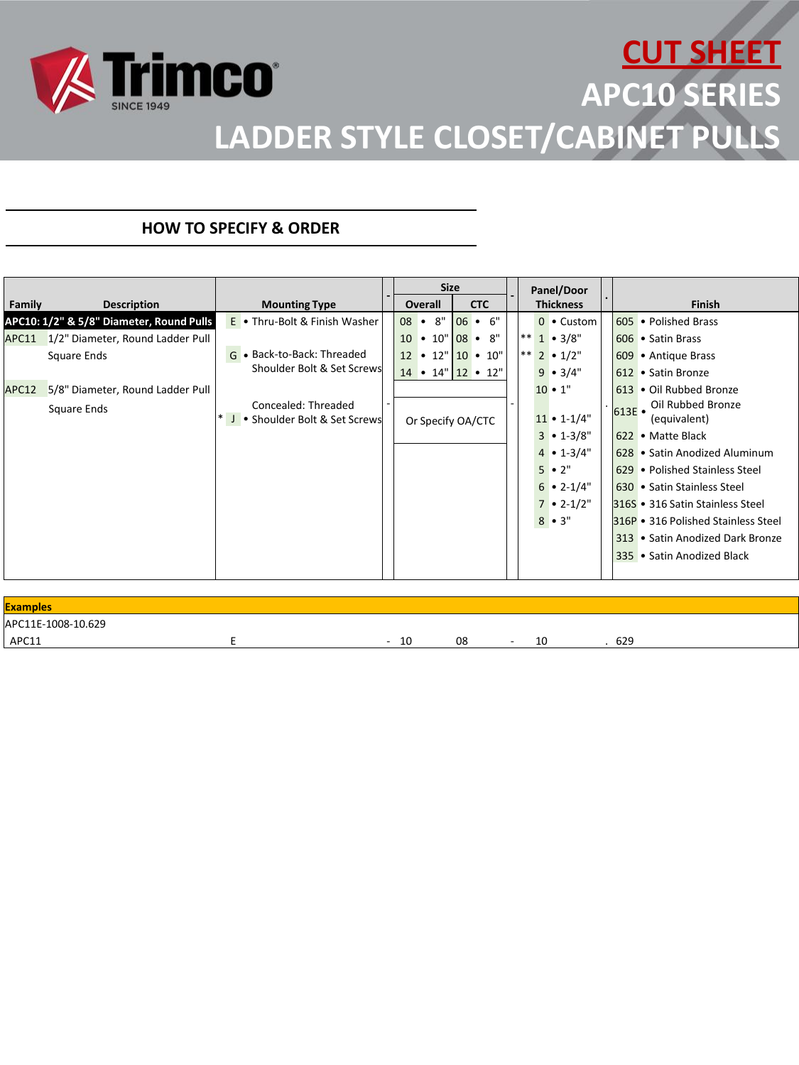# CUT SHEET

# APC10 SERIES

# LADDER STYLE CLOSET/CABINET PULLS

## HOW TO SPECIFY & ORDER

| Family | Description | Mounting Type | - | Size: Overall | Size: CTC | - | Panel/Door Thickness | . | Finish |
|---|---|---|---|---|---|---|---|---|---|
| **APC10: 1/2" & 5/8" Diameter, Round Pulls** | | E • Thru-Bolt & Finish Washer | | 08 • 8" | 06 • 6" | | 0 • Custom | | 605 • Polished Brass |
| APC11 | 1/2" Diameter, Round Ladder Pull Square Ends | G • Back-to-Back: Threaded Shoulder Bolt & Set Screws | | 10 • 10" | 08 • 8" | | ** 1 • 3/8" | | 606 • Satin Brass |
| APC12 | 5/8" Diameter, Round Ladder Pull Square Ends | * J • Concealed: Threaded Shoulder Bolt & Set Screws | | 12 • 12" | 10 • 10" | | ** 2 • 1/2" | | 609 • Antique Brass |
| | | | | 14 • 14" | 12 • 12" | | 9 • 3/4" | | 612 • Satin Bronze |
| | | | | Or Specify OA/CTC | | | 10 • 1" | | 613 • Oil Rubbed Bronze |
| | | | | | | | 11 • 1-1/4" | | 613E • Oil Rubbed Bronze (equivalent) |
| | | | | | | | 3 • 1-3/8" | | 622 • Matte Black |
| | | | | | | | 4 • 1-3/4" | | 628 • Satin Anodized Aluminum |
| | | | | | | | 5 • 2" | | 629 • Polished Stainless Steel |
| | | | | | | | 6 • 2-1/4" | | 630 • Satin Stainless Steel |
| | | | | | | | 7 • 2-1/2" | | 316S • 316 Satin Stainless Steel |
| | | | | | | | 8 • 3" | | 316P • 316 Polished Stainless Steel |
| | | | | | | | | | 313 • Satin Anodized Dark Bronze |
| | | | | | | | | | 335 • Satin Anodized Black |

**Examples**

APC11E-1008-10.629

| Family | Mounting Type | - | Overall | CTC | - | Panel/Door Thickness | . | Finish |
|---|---|---|---|---|---|---|---|---|
| APC11 | E | - | 10 | 08 | - | 10 | . | 629 |